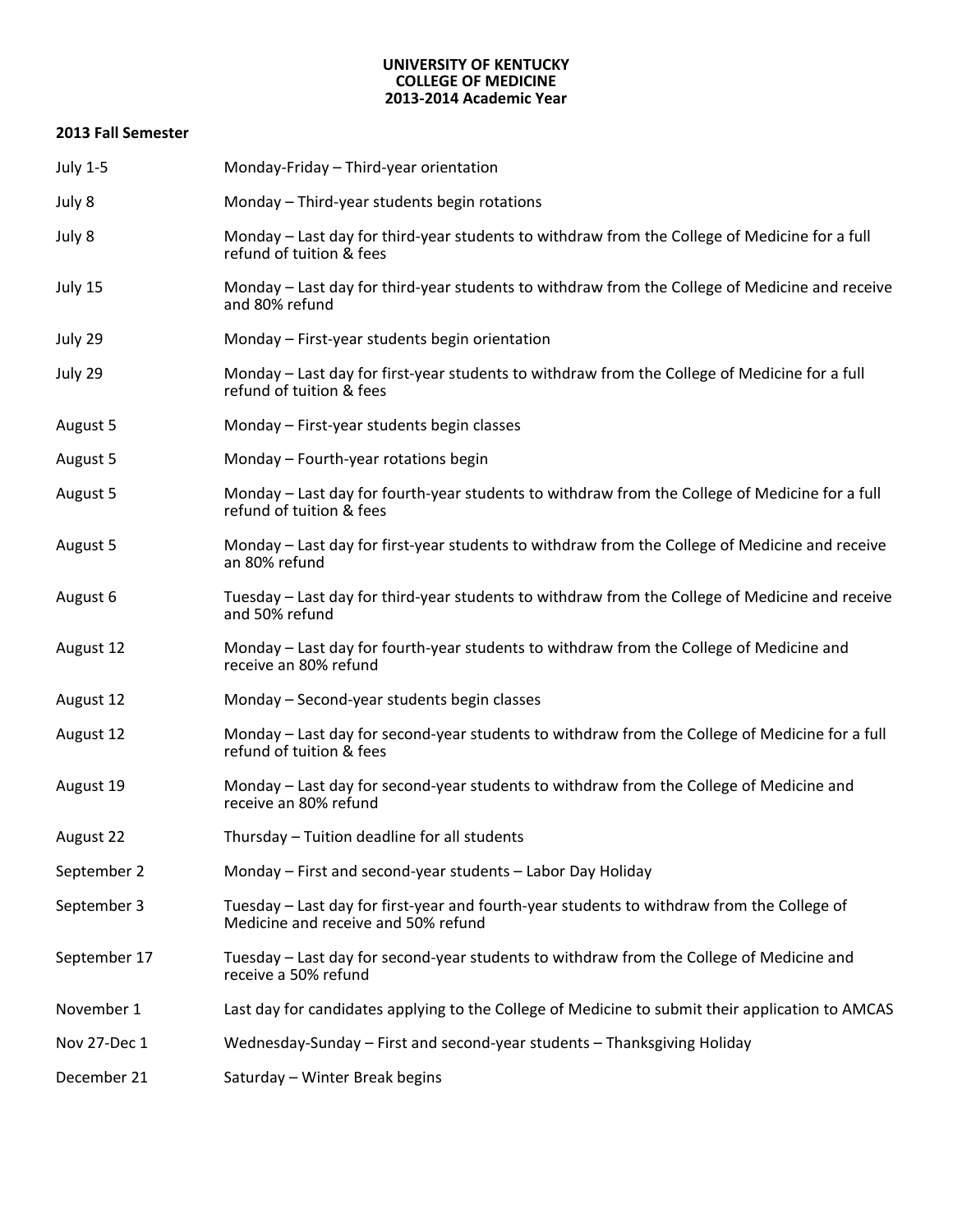**UNIVERSITY OF KENTUCKY**
**COLLEGE OF MEDICINE**
**2013-2014 Academic Year**

**2013 Fall Semester**

| | |
|---|---|
| July 1-5 | Monday-Friday – Third-year orientation |
| July 8 | Monday – Third-year students begin rotations |
| July 8 | Monday – Last day for third-year students to withdraw from the College of Medicine for a full refund of tuition & fees |
| July 15 | Monday – Last day for third-year students to withdraw from the College of Medicine and receive and 80% refund |
| July 29 | Monday – First-year students begin orientation |
| July 29 | Monday – Last day for first-year students to withdraw from the College of Medicine for a full refund of tuition & fees |
| August 5 | Monday – First-year students begin classes |
| August 5 | Monday – Fourth-year rotations begin |
| August 5 | Monday – Last day for fourth-year students to withdraw from the College of Medicine for a full refund of tuition & fees |
| August 5 | Monday – Last day for first-year students to withdraw from the College of Medicine and receive an 80% refund |
| August 6 | Tuesday – Last day for third-year students to withdraw from the College of Medicine and receive and 50% refund |
| August 12 | Monday – Last day for fourth-year students to withdraw from the College of Medicine and receive an 80% refund |
| August 12 | Monday – Second-year students begin classes |
| August 12 | Monday – Last day for second-year students to withdraw from the College of Medicine for a full refund of tuition & fees |
| August 19 | Monday – Last day for second-year students to withdraw from the College of Medicine and receive an 80% refund |
| August 22 | Thursday – Tuition deadline for all students |
| September 2 | Monday – First and second-year students – Labor Day Holiday |
| September 3 | Tuesday – Last day for first-year and fourth-year students to withdraw from the College of Medicine and receive and 50% refund |
| September 17 | Tuesday – Last day for second-year students to withdraw from the College of Medicine and receive a 50% refund |
| November 1 | Last day for candidates applying to the College of Medicine to submit their application to AMCAS |
| Nov 27-Dec 1 | Wednesday-Sunday – First and second-year students – Thanksgiving Holiday |
| December 21 | Saturday – Winter Break begins |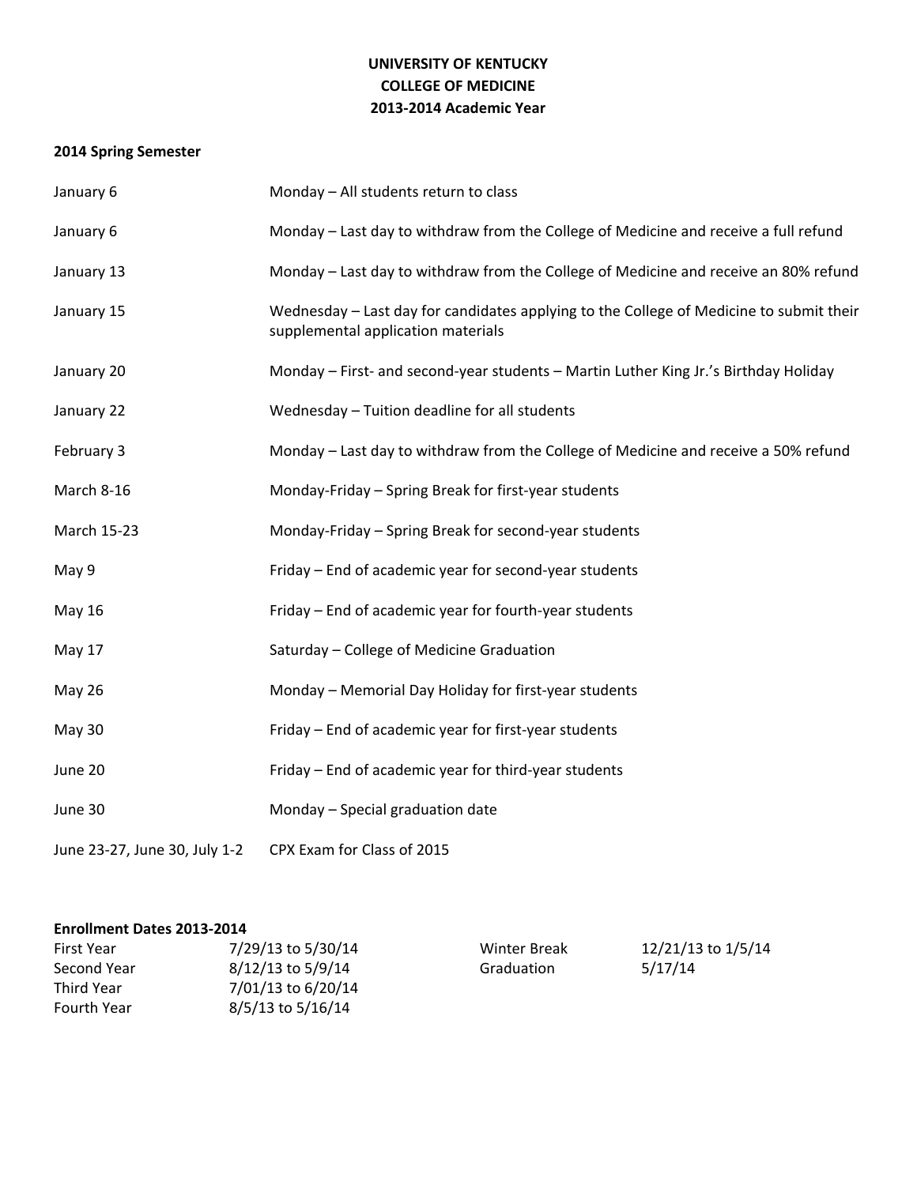**UNIVERSITY OF KENTUCKY**
**COLLEGE OF MEDICINE**
**2013-2014 Academic Year**

**2014 Spring Semester**

| | |
|---|---|
| January 6 | Monday – All students return to class |
| January 6 | Monday – Last day to withdraw from the College of Medicine and receive a full refund |
| January 13 | Monday – Last day to withdraw from the College of Medicine and receive an 80% refund |
| January 15 | Wednesday – Last day for candidates applying to the College of Medicine to submit their supplemental application materials |
| January 20 | Monday – First- and second-year students – Martin Luther King Jr.'s Birthday Holiday |
| January 22 | Wednesday – Tuition deadline for all students |
| February 3 | Monday – Last day to withdraw from the College of Medicine and receive a 50% refund |
| March 8-16 | Monday-Friday – Spring Break for first-year students |
| March 15-23 | Monday-Friday – Spring Break for second-year students |
| May 9 | Friday – End of academic year for second-year students |
| May 16 | Friday – End of academic year for fourth-year students |
| May 17 | Saturday – College of Medicine Graduation |
| May 26 | Monday – Memorial Day Holiday for first-year students |
| May 30 | Friday – End of academic year for first-year students |
| June 20 | Friday – End of academic year for third-year students |
| June 30 | Monday – Special graduation date |
| June 23-27, June 30, July 1-2 | CPX Exam for Class of 2015 |

**Enrollment Dates 2013-2014**

| | | | |
|---|---|---|---|
| First Year | 7/29/13 to 5/30/14 | Winter Break | 12/21/13 to 1/5/14 |
| Second Year | 8/12/13 to 5/9/14 | Graduation | 5/17/14 |
| Third Year | 7/01/13 to 6/20/14 | | |
| Fourth Year | 8/5/13 to 5/16/14 | | |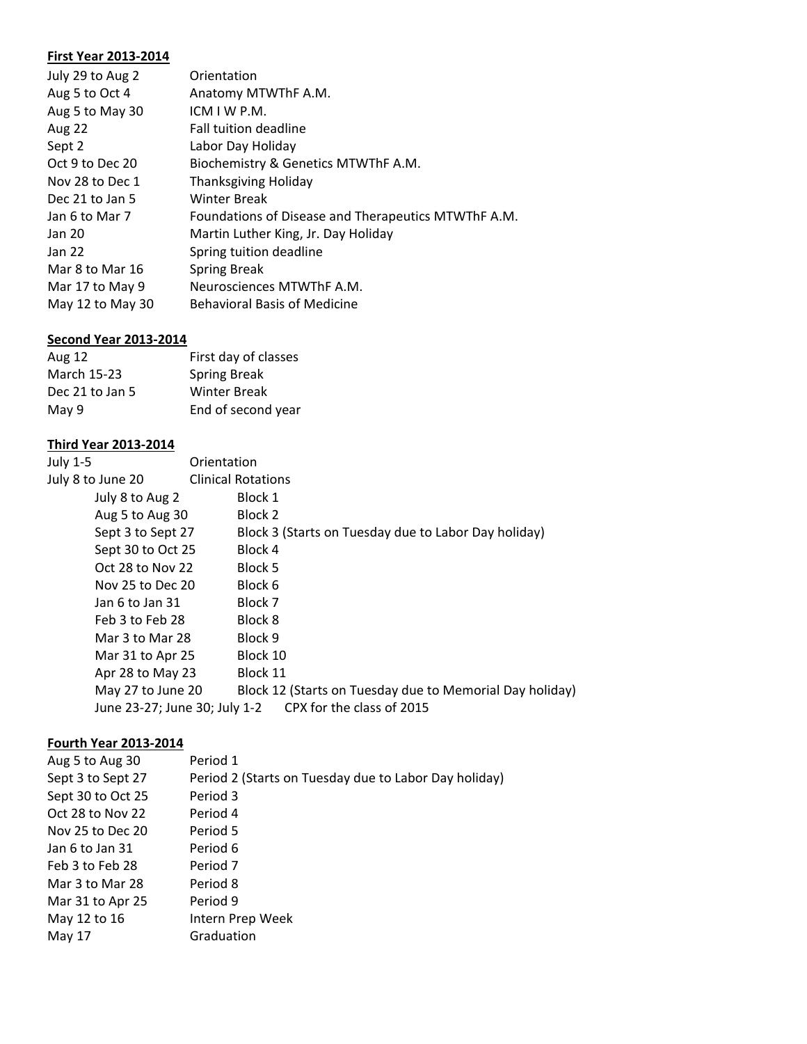**First Year 2013-2014**

| | |
|---|---|
| July 29 to Aug 2 | Orientation |
| Aug 5 to Oct 4 | Anatomy MTWThF A.M. |
| Aug 5 to May 30 | ICM I W P.M. |
| Aug 22 | Fall tuition deadline |
| Sept 2 | Labor Day Holiday |
| Oct 9 to Dec 20 | Biochemistry & Genetics MTWThF A.M. |
| Nov 28 to Dec 1 | Thanksgiving Holiday |
| Dec 21 to Jan 5 | Winter Break |
| Jan 6 to Mar 7 | Foundations of Disease and Therapeutics MTWThF A.M. |
| Jan 20 | Martin Luther King, Jr. Day Holiday |
| Jan 22 | Spring tuition deadline |
| Mar 8 to Mar 16 | Spring Break |
| Mar 17 to May 9 | Neurosciences MTWThF A.M. |
| May 12 to May 30 | Behavioral Basis of Medicine |

**Second Year 2013-2014**

| | |
|---|---|
| Aug 12 | First day of classes |
| March 15-23 | Spring Break |
| Dec 21 to Jan 5 | Winter Break |
| May 9 | End of second year |

**Third Year 2013-2014**

| | |
|---|---|
| July 1-5 | Orientation |
| July 8 to June 20 | Clinical Rotations |

| | |
|---|---|
| July 8 to Aug 2 | Block 1 |
| Aug 5 to Aug 30 | Block 2 |
| Sept 3 to Sept 27 | Block 3 (Starts on Tuesday due to Labor Day holiday) |
| Sept 30 to Oct 25 | Block 4 |
| Oct 28 to Nov 22 | Block 5 |
| Nov 25 to Dec 20 | Block 6 |
| Jan 6 to Jan 31 | Block 7 |
| Feb 3 to Feb 28 | Block 8 |
| Mar 3 to Mar 28 | Block 9 |
| Mar 31 to Apr 25 | Block 10 |
| Apr 28 to May 23 | Block 11 |
| May 27 to June 20 | Block 12 (Starts on Tuesday due to Memorial Day holiday) |
| June 23-27; June 30; July 1-2 | CPX for the class of 2015 |

**Fourth Year 2013-2014**

| | |
|---|---|
| Aug 5 to Aug 30 | Period 1 |
| Sept 3 to Sept 27 | Period 2 (Starts on Tuesday due to Labor Day holiday) |
| Sept 30 to Oct 25 | Period 3 |
| Oct 28 to Nov 22 | Period 4 |
| Nov 25 to Dec 20 | Period 5 |
| Jan 6 to Jan 31 | Period 6 |
| Feb 3 to Feb 28 | Period 7 |
| Mar 3 to Mar 28 | Period 8 |
| Mar 31 to Apr 25 | Period 9 |
| May 12 to 16 | Intern Prep Week |
| May 17 | Graduation |